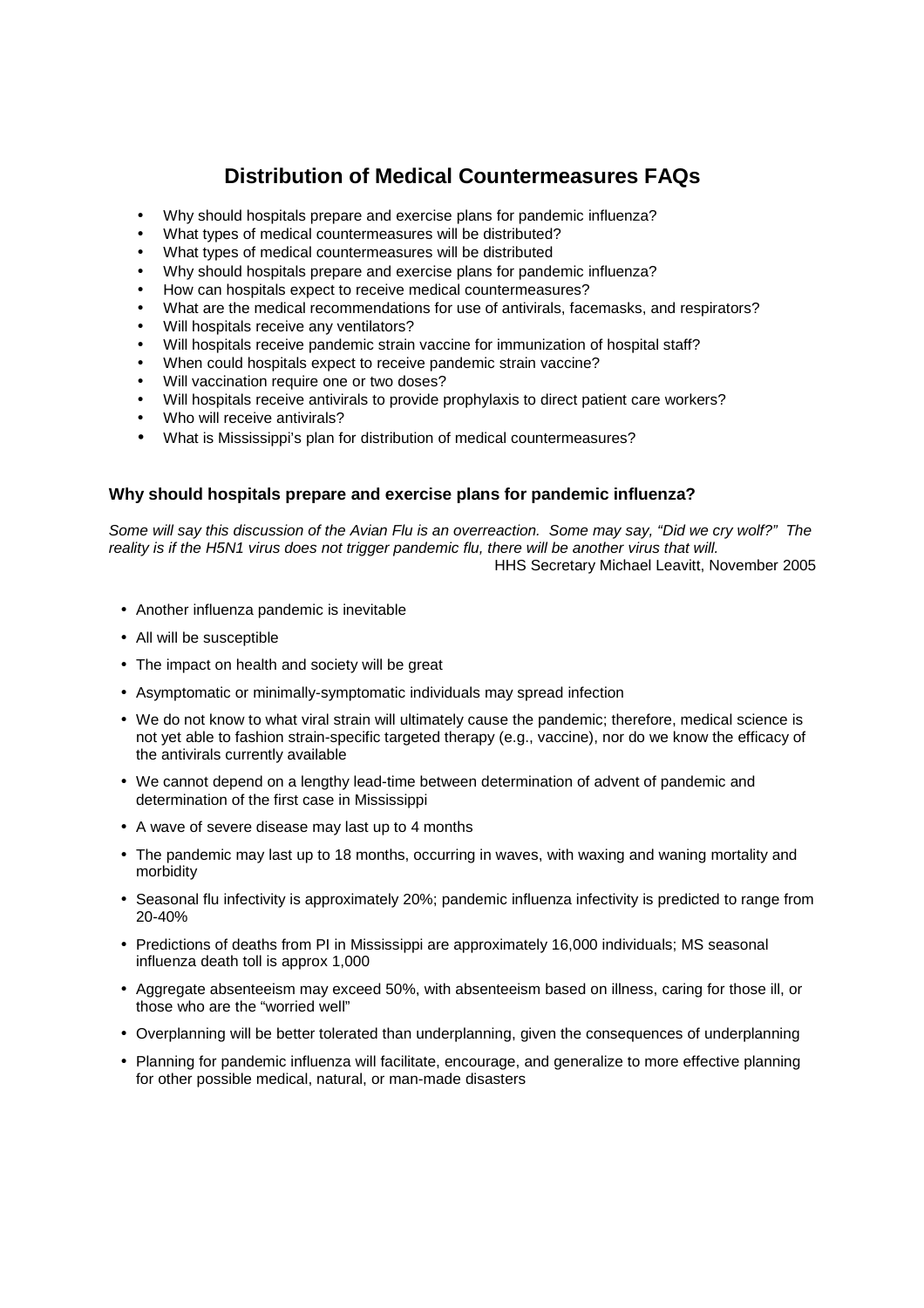# Distribution of Medical Countermeasures FAQs

- Why should hospitals prepare and exercise plans for pandemic influenza?
- What types of medical countermeasures will be distributed?
- What types of medical countermeasures will be distributed
- Why should hospitals prepare and exercise plans for pandemic influenza?
- How can hospitals expect to receive medical countermeasures?
- What are the medical recommendations for use of antivirals, facemasks, and respirators?
- Will hospitals receive any ventilators?
- Will hospitals receive pandemic strain vaccine for immunization of hospital staff?
- When could hospitals expect to receive pandemic strain vaccine?
- Will vaccination require one or two doses?
- Will hospitals receive antivirals to provide prophylaxis to direct patient care workers?
- Who will receive antivirals?
- What is Mississippi's plan for distribution of medical countermeasures?

### Why should hospitals prepare and exercise plans for pandemic influenza?

*Some will say this discussion of the Avian Flu is an overreaction. Some may say, "Did we cry wolf?" The reality is if the H5N1 virus does not trigger pandemic flu, there will be another virus that will.*

HHS Secretary Michael Leavitt, November 2005

- Another influenza pandemic is inevitable
- All will be susceptible
- The impact on health and society will be great
- Asymptomatic or minimally-symptomatic individuals may spread infection
- We do not know to what viral strain will ultimately cause the pandemic; therefore, medical science is not yet able to fashion strain-specific targeted therapy (e.g., vaccine), nor do we know the efficacy of the antivirals currently available
- We cannot depend on a lengthy lead-time between determination of advent of pandemic and determination of the first case in Mississippi
- A wave of severe disease may last up to 4 months
- The pandemic may last up to 18 months, occurring in waves, with waxing and waning mortality and morbidity
- Seasonal flu infectivity is approximately 20%; pandemic influenza infectivity is predicted to range from 20-40%
- Predictions of deaths from PI in Mississippi are approximately 16,000 individuals; MS seasonal influenza death toll is approx 1,000
- Aggregate absenteeism may exceed 50%, with absenteeism based on illness, caring for those ill, or those who are the "worried well"
- Overplanning will be better tolerated than underplanning, given the consequences of underplanning
- Planning for pandemic influenza will facilitate, encourage, and generalize to more effective planning for other possible medical, natural, or man-made disasters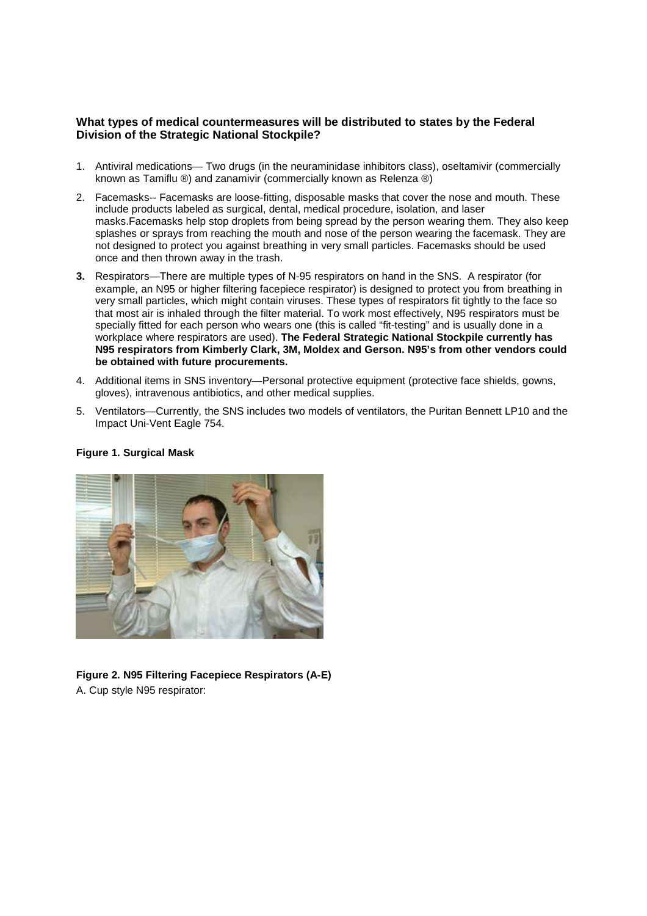**What types of medical countermeasures will be distributed to states by the Federal Division of the Strategic National Stockpile?**

1. Antiviral medications— Two drugs (in the neuraminidase inhibitors class), oseltamivir (commercially known as Tamiflu ®) and zanamivir (commercially known as Relenza ®)
2. Facemasks-- Facemasks are loose-fitting, disposable masks that cover the nose and mouth. These include products labeled as surgical, dental, medical procedure, isolation, and laser masks.Facemasks help stop droplets from being spread by the person wearing them. They also keep splashes or sprays from reaching the mouth and nose of the person wearing the facemask. They are not designed to protect you against breathing in very small particles. Facemasks should be used once and then thrown away in the trash.
3. Respirators—There are multiple types of N-95 respirators on hand in the SNS. A respirator (for example, an N95 or higher filtering facepiece respirator) is designed to protect you from breathing in very small particles, which might contain viruses. These types of respirators fit tightly to the face so that most air is inhaled through the filter material. To work most effectively, N95 respirators must be specially fitted for each person who wears one (this is called "fit-testing" and is usually done in a workplace where respirators are used). **The Federal Strategic National Stockpile currently has N95 respirators from Kimberly Clark, 3M, Moldex and Gerson. N95's from other vendors could be obtained with future procurements.**
4. Additional items in SNS inventory—Personal protective equipment (protective face shields, gowns, gloves), intravenous antibiotics, and other medical supplies.
5. Ventilators—Currently, the SNS includes two models of ventilators, the Puritan Bennett LP10 and the Impact Uni-Vent Eagle 754.

**Figure 1. Surgical Mask**

**Figure 2. N95 Filtering Facepiece Respirators (A-E)**

A. Cup style N95 respirator: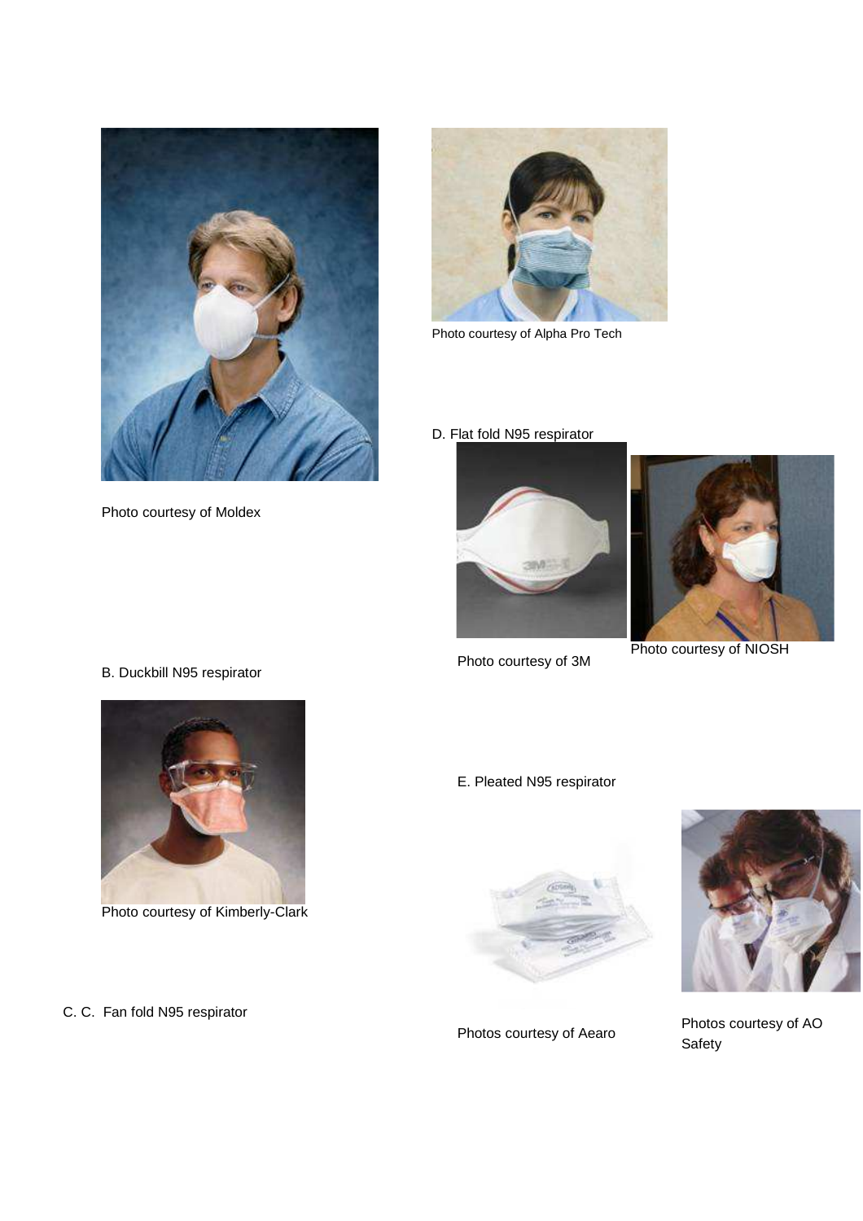Photo courtesy of Moldex

Photo courtesy of Alpha Pro Tech

D. Flat fold N95 respirator

Photo courtesy of 3M

Photo courtesy of NIOSH

B. Duckbill N95 respirator

Photo courtesy of Kimberly-Clark

E. Pleated N95 respirator

C. C. Fan fold N95 respirator

Photos courtesy of Aearo

Photos courtesy of AO Safety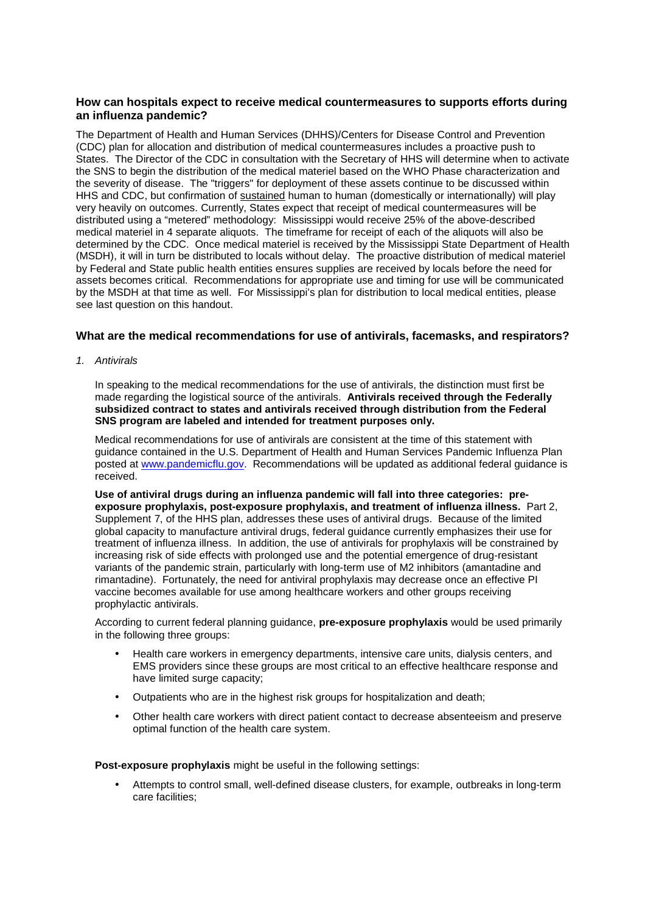### How can hospitals expect to receive medical countermeasures to supports efforts during an influenza pandemic?

The Department of Health and Human Services (DHHS)/Centers for Disease Control and Prevention (CDC) plan for allocation and distribution of medical countermeasures includes a proactive push to States. The Director of the CDC in consultation with the Secretary of HHS will determine when to activate the SNS to begin the distribution of the medical materiel based on the WHO Phase characterization and the severity of disease. The "triggers" for deployment of these assets continue to be discussed within HHS and CDC, but confirmation of sustained human to human (domestically or internationally) will play very heavily on outcomes. Currently, States expect that receipt of medical countermeasures will be distributed using a "metered" methodology: Mississippi would receive 25% of the above-described medical materiel in 4 separate aliquots. The timeframe for receipt of each of the aliquots will also be determined by the CDC. Once medical materiel is received by the Mississippi State Department of Health (MSDH), it will in turn be distributed to locals without delay. The proactive distribution of medical materiel by Federal and State public health entities ensures supplies are received by locals before the need for assets becomes critical. Recommendations for appropriate use and timing for use will be communicated by the MSDH at that time as well. For Mississippi's plan for distribution to local medical entities, please see last question on this handout.

### What are the medical recommendations for use of antivirals, facemasks, and respirators?

1. *Antivirals*

   In speaking to the medical recommendations for the use of antivirals, the distinction must first be made regarding the logistical source of the antivirals. **Antivirals received through the Federally subsidized contract to states and antivirals received through distribution from the Federal SNS program are labeled and intended for treatment purposes only.**

   Medical recommendations for use of antivirals are consistent at the time of this statement with guidance contained in the U.S. Department of Health and Human Services Pandemic Influenza Plan posted at [www.pandemicflu.gov](http://www.pandemicflu.gov). Recommendations will be updated as additional federal guidance is received.

   **Use of antiviral drugs during an influenza pandemic will fall into three categories: pre-exposure prophylaxis, post-exposure prophylaxis, and treatment of influenza illness.** Part 2, Supplement 7, of the HHS plan, addresses these uses of antiviral drugs. Because of the limited global capacity to manufacture antiviral drugs, federal guidance currently emphasizes their use for treatment of influenza illness. In addition, the use of antivirals for prophylaxis will be constrained by increasing risk of side effects with prolonged use and the potential emergence of drug-resistant variants of the pandemic strain, particularly with long-term use of M2 inhibitors (amantadine and rimantadine). Fortunately, the need for antiviral prophylaxis may decrease once an effective PI vaccine becomes available for use among healthcare workers and other groups receiving prophylactic antivirals.

   According to current federal planning guidance, **pre-exposure prophylaxis** would be used primarily in the following three groups:

   - Health care workers in emergency departments, intensive care units, dialysis centers, and EMS providers since these groups are most critical to an effective healthcare response and have limited surge capacity;
   - Outpatients who are in the highest risk groups for hospitalization and death;
   - Other health care workers with direct patient contact to decrease absenteeism and preserve optimal function of the health care system.

   **Post-exposure prophylaxis** might be useful in the following settings:

   - Attempts to control small, well-defined disease clusters, for example, outbreaks in long-term care facilities;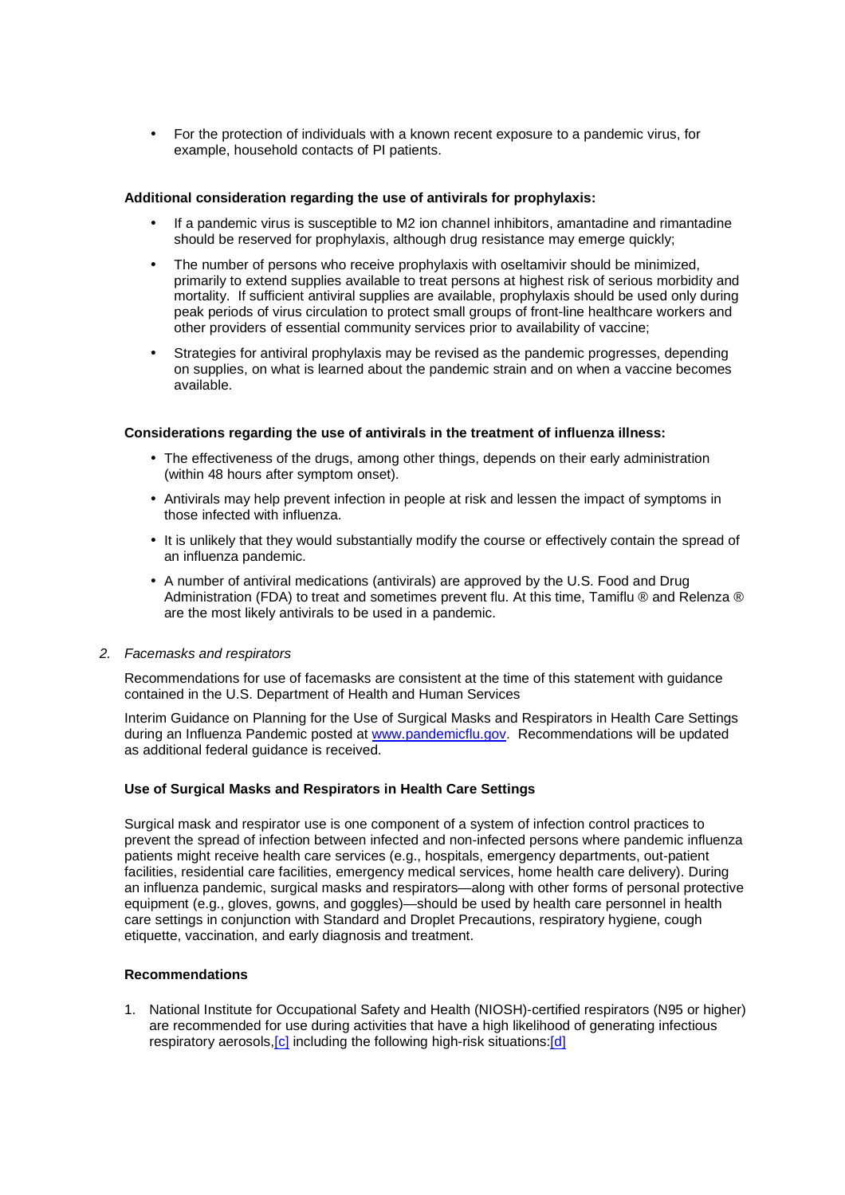- For the protection of individuals with a known recent exposure to a pandemic virus, for example, household contacts of PI patients.

**Additional consideration regarding the use of antivirals for prophylaxis:**

- If a pandemic virus is susceptible to M2 ion channel inhibitors, amantadine and rimantadine should be reserved for prophylaxis, although drug resistance may emerge quickly;
- The number of persons who receive prophylaxis with oseltamivir should be minimized, primarily to extend supplies available to treat persons at highest risk of serious morbidity and mortality. If sufficient antiviral supplies are available, prophylaxis should be used only during peak periods of virus circulation to protect small groups of front-line healthcare workers and other providers of essential community services prior to availability of vaccine;
- Strategies for antiviral prophylaxis may be revised as the pandemic progresses, depending on supplies, on what is learned about the pandemic strain and on when a vaccine becomes available.

**Considerations regarding the use of antivirals in the treatment of influenza illness:**

- The effectiveness of the drugs, among other things, depends on their early administration (within 48 hours after symptom onset).
- Antivirals may help prevent infection in people at risk and lessen the impact of symptoms in those infected with influenza.
- It is unlikely that they would substantially modify the course or effectively contain the spread of an influenza pandemic.
- A number of antiviral medications (antivirals) are approved by the U.S. Food and Drug Administration (FDA) to treat and sometimes prevent flu. At this time, Tamiflu ® and Relenza ® are the most likely antivirals to be used in a pandemic.

2. *Facemasks and respirators*

Recommendations for use of facemasks are consistent at the time of this statement with guidance contained in the U.S. Department of Health and Human Services

Interim Guidance on Planning for the Use of Surgical Masks and Respirators in Health Care Settings during an Influenza Pandemic posted at www.pandemicflu.gov. Recommendations will be updated as additional federal guidance is received.

**Use of Surgical Masks and Respirators in Health Care Settings**

Surgical mask and respirator use is one component of a system of infection control practices to prevent the spread of infection between infected and non-infected persons where pandemic influenza patients might receive health care services (e.g., hospitals, emergency departments, out-patient facilities, residential care facilities, emergency medical services, home health care delivery). During an influenza pandemic, surgical masks and respirators—along with other forms of personal protective equipment (e.g., gloves, gowns, and goggles)—should be used by health care personnel in health care settings in conjunction with Standard and Droplet Precautions, respiratory hygiene, cough etiquette, vaccination, and early diagnosis and treatment.

**Recommendations**

1. National Institute for Occupational Safety and Health (NIOSH)-certified respirators (N95 or higher) are recommended for use during activities that have a high likelihood of generating infectious respiratory aerosols,[c] including the following high-risk situations:[d]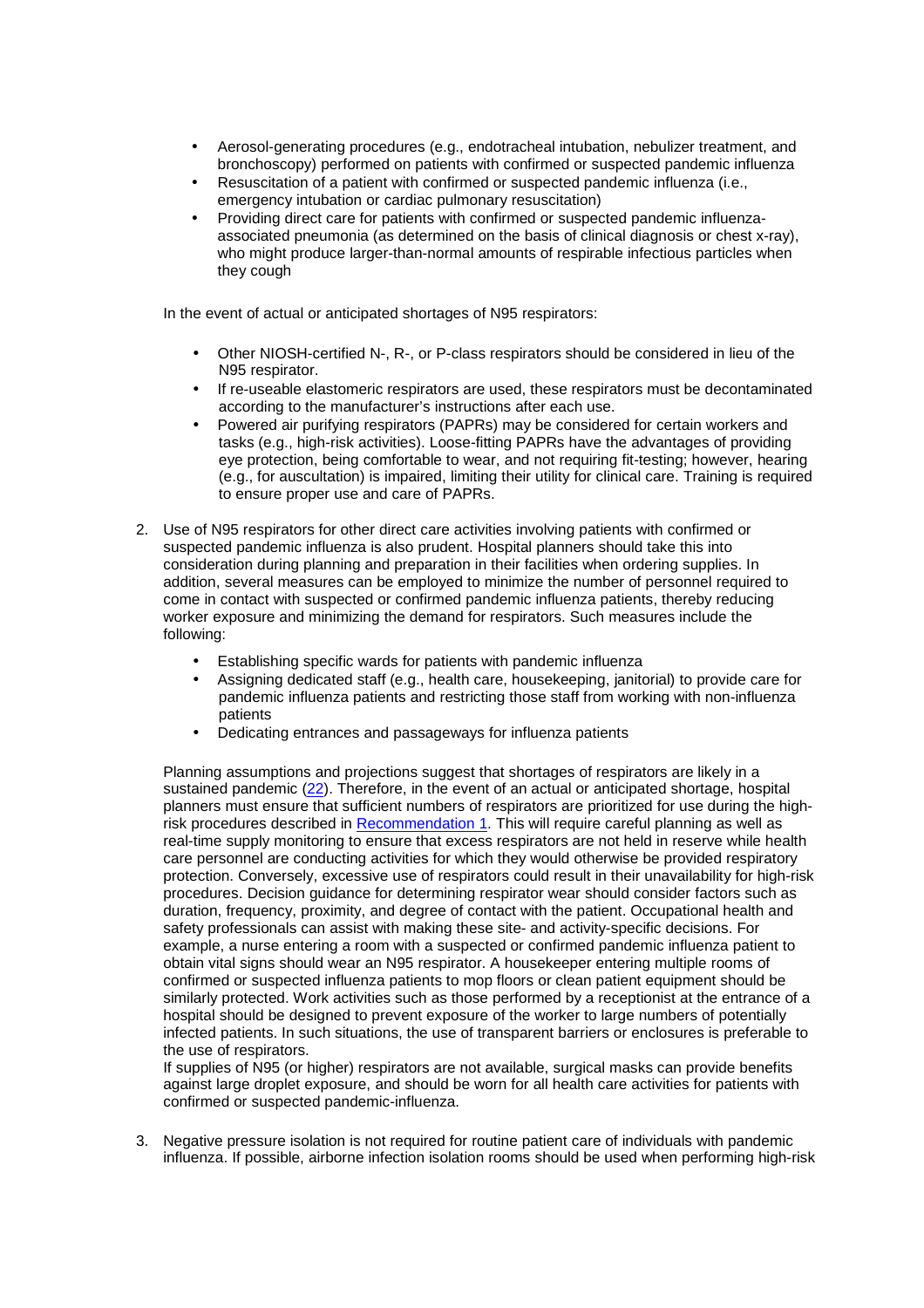- Aerosol-generating procedures (e.g., endotracheal intubation, nebulizer treatment, and bronchoscopy) performed on patients with confirmed or suspected pandemic influenza
- Resuscitation of a patient with confirmed or suspected pandemic influenza (i.e., emergency intubation or cardiac pulmonary resuscitation)
- Providing direct care for patients with confirmed or suspected pandemic influenza-associated pneumonia (as determined on the basis of clinical diagnosis or chest x-ray), who might produce larger-than-normal amounts of respirable infectious particles when they cough

In the event of actual or anticipated shortages of N95 respirators:

- Other NIOSH-certified N-, R-, or P-class respirators should be considered in lieu of the N95 respirator.
- If re-useable elastomeric respirators are used, these respirators must be decontaminated according to the manufacturer's instructions after each use.
- Powered air purifying respirators (PAPRs) may be considered for certain workers and tasks (e.g., high-risk activities). Loose-fitting PAPRs have the advantages of providing eye protection, being comfortable to wear, and not requiring fit-testing; however, hearing (e.g., for auscultation) is impaired, limiting their utility for clinical care. Training is required to ensure proper use and care of PAPRs.

2. Use of N95 respirators for other direct care activities involving patients with confirmed or suspected pandemic influenza is also prudent. Hospital planners should take this into consideration during planning and preparation in their facilities when ordering supplies. In addition, several measures can be employed to minimize the number of personnel required to come in contact with suspected or confirmed pandemic influenza patients, thereby reducing worker exposure and minimizing the demand for respirators. Such measures include the following:

   - Establishing specific wards for patients with pandemic influenza
   - Assigning dedicated staff (e.g., health care, housekeeping, janitorial) to provide care for pandemic influenza patients and restricting those staff from working with non-influenza patients
   - Dedicating entrances and passageways for influenza patients

   Planning assumptions and projections suggest that shortages of respirators are likely in a sustained pandemic (22). Therefore, in the event of an actual or anticipated shortage, hospital planners must ensure that sufficient numbers of respirators are prioritized for use during the high-risk procedures described in Recommendation 1. This will require careful planning as well as real-time supply monitoring to ensure that excess respirators are not held in reserve while health care personnel are conducting activities for which they would otherwise be provided respiratory protection. Conversely, excessive use of respirators could result in their unavailability for high-risk procedures. Decision guidance for determining respirator wear should consider factors such as duration, frequency, proximity, and degree of contact with the patient. Occupational health and safety professionals can assist with making these site- and activity-specific decisions. For example, a nurse entering a room with a suspected or confirmed pandemic influenza patient to obtain vital signs should wear an N95 respirator. A housekeeper entering multiple rooms of confirmed or suspected influenza patients to mop floors or clean patient equipment should be similarly protected. Work activities such as those performed by a receptionist at the entrance of a hospital should be designed to prevent exposure of the worker to large numbers of potentially infected patients. In such situations, the use of transparent barriers or enclosures is preferable to the use of respirators.

   If supplies of N95 (or higher) respirators are not available, surgical masks can provide benefits against large droplet exposure, and should be worn for all health care activities for patients with confirmed or suspected pandemic-influenza.

3. Negative pressure isolation is not required for routine patient care of individuals with pandemic influenza. If possible, airborne infection isolation rooms should be used when performing high-risk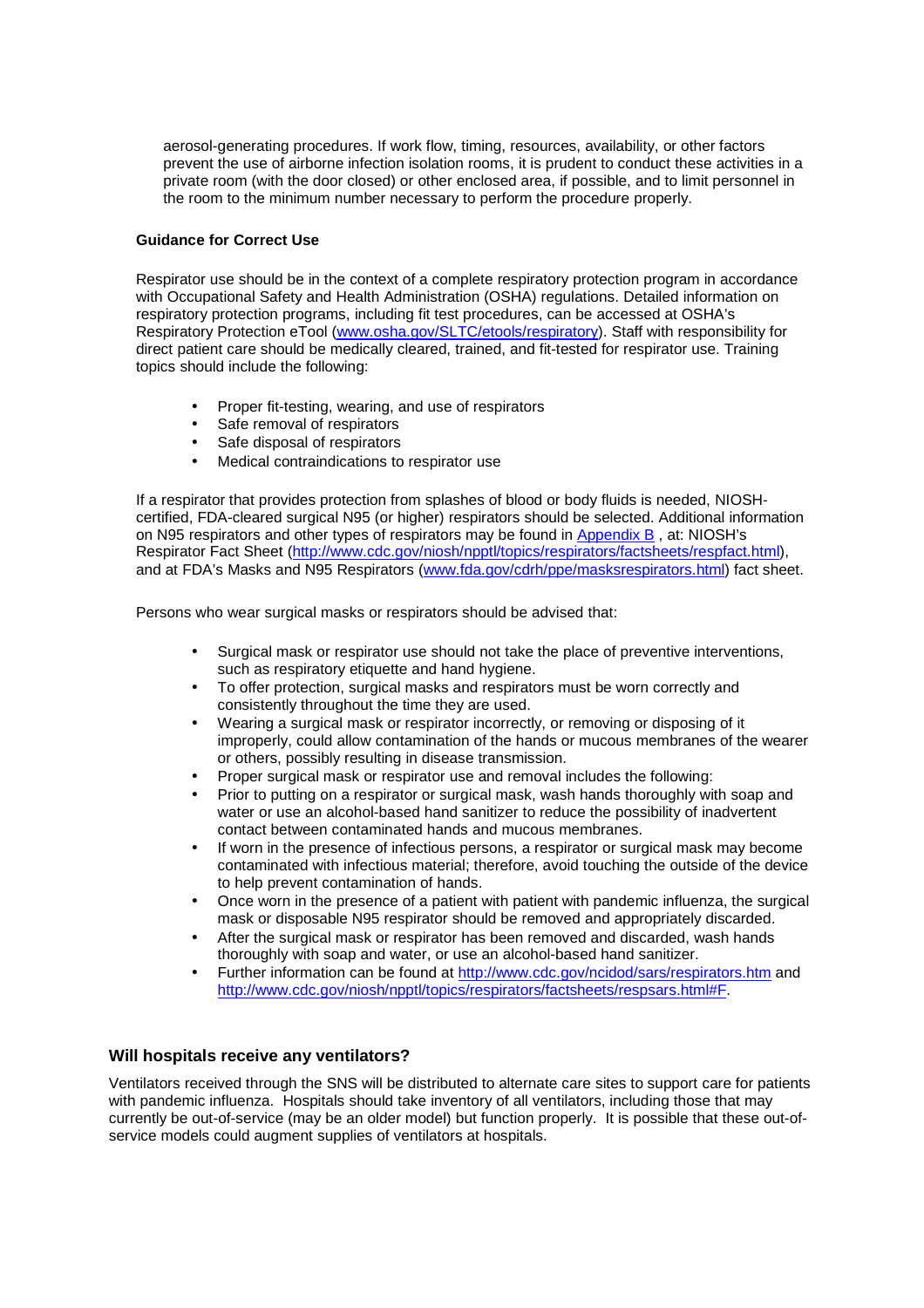aerosol-generating procedures. If work flow, timing, resources, availability, or other factors prevent the use of airborne infection isolation rooms, it is prudent to conduct these activities in a private room (with the door closed) or other enclosed area, if possible, and to limit personnel in the room to the minimum number necessary to perform the procedure properly.

**Guidance for Correct Use**

Respirator use should be in the context of a complete respiratory protection program in accordance with Occupational Safety and Health Administration (OSHA) regulations. Detailed information on respiratory protection programs, including fit test procedures, can be accessed at OSHA's Respiratory Protection eTool ([www.osha.gov/SLTC/etools/respiratory](www.osha.gov/SLTC/etools/respiratory)). Staff with responsibility for direct patient care should be medically cleared, trained, and fit-tested for respirator use. Training topics should include the following:

- Proper fit-testing, wearing, and use of respirators
- Safe removal of respirators
- Safe disposal of respirators
- Medical contraindications to respirator use

If a respirator that provides protection from splashes of blood or body fluids is needed, NIOSH-certified, FDA-cleared surgical N95 (or higher) respirators should be selected. Additional information on N95 respirators and other types of respirators may be found in Appendix B , at: NIOSH's Respirator Fact Sheet ([http://www.cdc.gov/niosh/npptl/topics/respirators/factsheets/respfact.html](http://www.cdc.gov/niosh/npptl/topics/respirators/factsheets/respfact.html)), and at FDA's Masks and N95 Respirators ([www.fda.gov/cdrh/ppe/masksrespirators.html](www.fda.gov/cdrh/ppe/masksrespirators.html)) fact sheet.

Persons who wear surgical masks or respirators should be advised that:

- Surgical mask or respirator use should not take the place of preventive interventions, such as respiratory etiquette and hand hygiene.
- To offer protection, surgical masks and respirators must be worn correctly and consistently throughout the time they are used.
- Wearing a surgical mask or respirator incorrectly, or removing or disposing of it improperly, could allow contamination of the hands or mucous membranes of the wearer or others, possibly resulting in disease transmission.
- Proper surgical mask or respirator use and removal includes the following:
- Prior to putting on a respirator or surgical mask, wash hands thoroughly with soap and water or use an alcohol-based hand sanitizer to reduce the possibility of inadvertent contact between contaminated hands and mucous membranes.
- If worn in the presence of infectious persons, a respirator or surgical mask may become contaminated with infectious material; therefore, avoid touching the outside of the device to help prevent contamination of hands.
- Once worn in the presence of a patient with patient with pandemic influenza, the surgical mask or disposable N95 respirator should be removed and appropriately discarded.
- After the surgical mask or respirator has been removed and discarded, wash hands thoroughly with soap and water, or use an alcohol-based hand sanitizer.
- Further information can be found at [http://www.cdc.gov/ncidod/sars/respirators.htm](http://www.cdc.gov/ncidod/sars/respirators.htm) and [http://www.cdc.gov/niosh/npptl/topics/respirators/factsheets/respsars.html#F](http://www.cdc.gov/niosh/npptl/topics/respirators/factsheets/respsars.html#F).

### Will hospitals receive any ventilators?

Ventilators received through the SNS will be distributed to alternate care sites to support care for patients with pandemic influenza. Hospitals should take inventory of all ventilators, including those that may currently be out-of-service (may be an older model) but function properly. It is possible that these out-of-service models could augment supplies of ventilators at hospitals.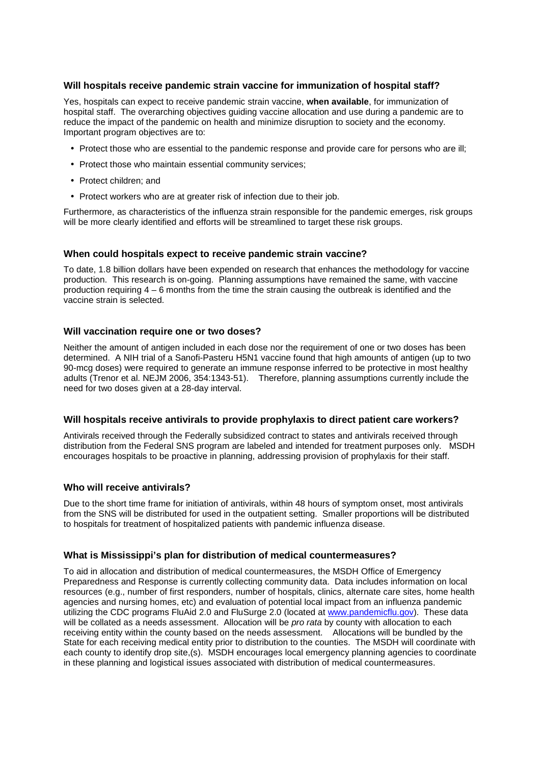### Will hospitals receive pandemic strain vaccine for immunization of hospital staff?

Yes, hospitals can expect to receive pandemic strain vaccine, **when available**, for immunization of hospital staff. The overarching objectives guiding vaccine allocation and use during a pandemic are to reduce the impact of the pandemic on health and minimize disruption to society and the economy. Important program objectives are to:

- Protect those who are essential to the pandemic response and provide care for persons who are ill;
- Protect those who maintain essential community services;
- Protect children; and
- Protect workers who are at greater risk of infection due to their job.

Furthermore, as characteristics of the influenza strain responsible for the pandemic emerges, risk groups will be more clearly identified and efforts will be streamlined to target these risk groups.

### When could hospitals expect to receive pandemic strain vaccine?

To date, 1.8 billion dollars have been expended on research that enhances the methodology for vaccine production. This research is on-going. Planning assumptions have remained the same, with vaccine production requiring 4 – 6 months from the time the strain causing the outbreak is identified and the vaccine strain is selected.

### Will vaccination require one or two doses?

Neither the amount of antigen included in each dose nor the requirement of one or two doses has been determined. A NIH trial of a Sanofi-Pasteru H5N1 vaccine found that high amounts of antigen (up to two 90-mcg doses) were required to generate an immune response inferred to be protective in most healthy adults (Trenor et al. NEJM 2006, 354:1343-51). Therefore, planning assumptions currently include the need for two doses given at a 28-day interval.

### Will hospitals receive antivirals to provide prophylaxis to direct patient care workers?

Antivirals received through the Federally subsidized contract to states and antivirals received through distribution from the Federal SNS program are labeled and intended for treatment purposes only. MSDH encourages hospitals to be proactive in planning, addressing provision of prophylaxis for their staff.

### Who will receive antivirals?

Due to the short time frame for initiation of antivirals, within 48 hours of symptom onset, most antivirals from the SNS will be distributed for used in the outpatient setting. Smaller proportions will be distributed to hospitals for treatment of hospitalized patients with pandemic influenza disease.

### What is Mississippi's plan for distribution of medical countermeasures?

To aid in allocation and distribution of medical countermeasures, the MSDH Office of Emergency Preparedness and Response is currently collecting community data. Data includes information on local resources (e.g., number of first responders, number of hospitals, clinics, alternate care sites, home health agencies and nursing homes, etc) and evaluation of potential local impact from an influenza pandemic utilizing the CDC programs FluAid 2.0 and FluSurge 2.0 (located at www.pandemicflu.gov). These data will be collated as a needs assessment. Allocation will be *pro rata* by county with allocation to each receiving entity within the county based on the needs assessment. Allocations will be bundled by the State for each receiving medical entity prior to distribution to the counties. The MSDH will coordinate with each county to identify drop site,(s). MSDH encourages local emergency planning agencies to coordinate in these planning and logistical issues associated with distribution of medical countermeasures.